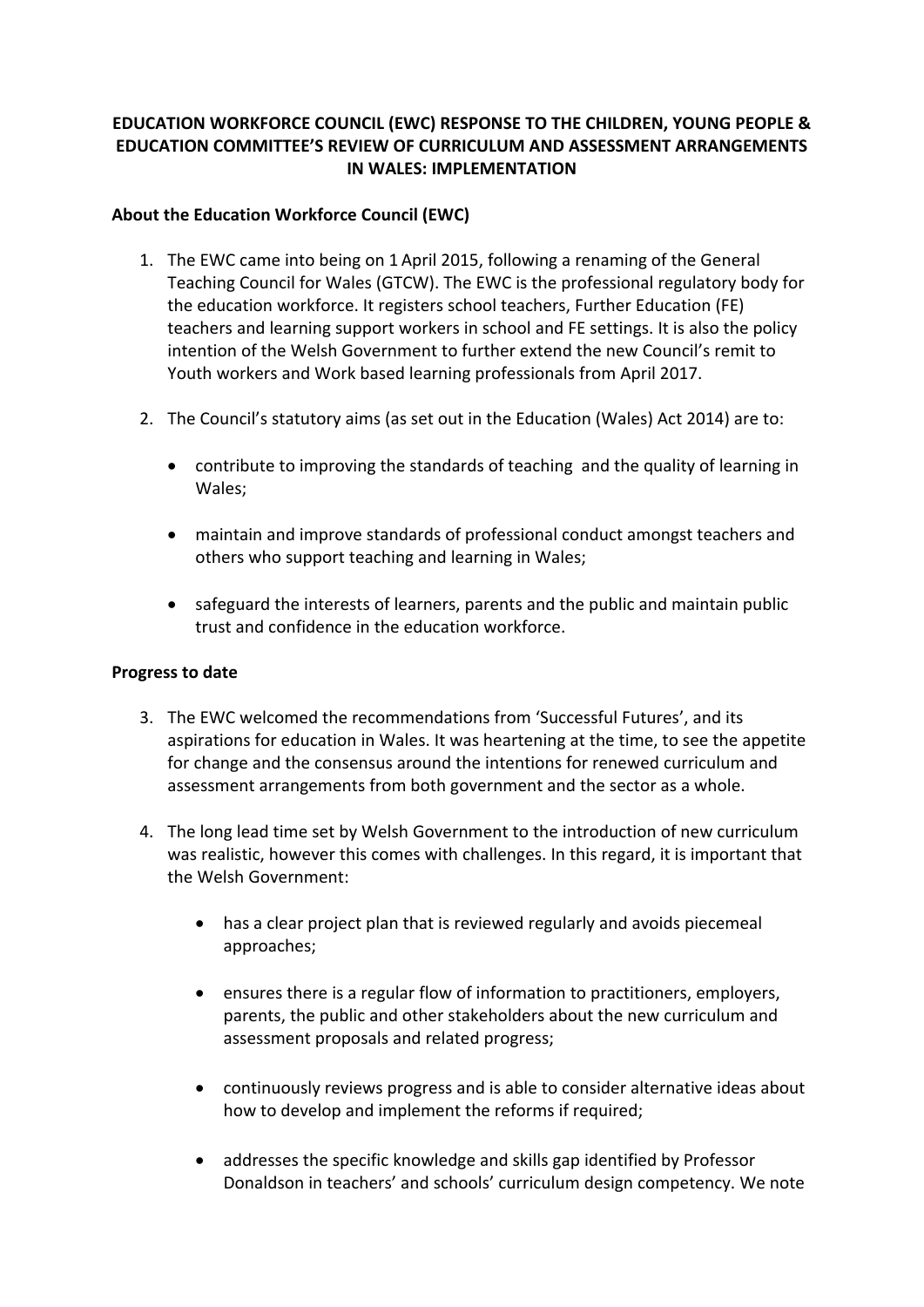**EDUCATION WORKFORCE COUNCIL (EWC) RESPONSE TO THE CHILDREN, YOUNG PEOPLE & EDUCATION COMMITTEE'S REVIEW OF CURRICULUM AND ASSESSMENT ARRANGEMENTS IN WALES: IMPLEMENTATION**

**About the Education Workforce Council (EWC)**

1. The EWC came into being on 1 April 2015, following a renaming of the General Teaching Council for Wales (GTCW). The EWC is the professional regulatory body for the education workforce. It registers school teachers, Further Education (FE) teachers and learning support workers in school and FE settings. It is also the policy intention of the Welsh Government to further extend the new Council's remit to Youth workers and Work based learning professionals from April 2017.

2. The Council's statutory aims (as set out in the Education (Wales) Act 2014) are to:

   - contribute to improving the standards of teaching and the quality of learning in Wales;
   - maintain and improve standards of professional conduct amongst teachers and others who support teaching and learning in Wales;
   - safeguard the interests of learners, parents and the public and maintain public trust and confidence in the education workforce.

**Progress to date**

3. The EWC welcomed the recommendations from 'Successful Futures', and its aspirations for education in Wales. It was heartening at the time, to see the appetite for change and the consensus around the intentions for renewed curriculum and assessment arrangements from both government and the sector as a whole.

4. The long lead time set by Welsh Government to the introduction of new curriculum was realistic, however this comes with challenges. In this regard, it is important that the Welsh Government:

   - has a clear project plan that is reviewed regularly and avoids piecemeal approaches;
   - ensures there is a regular flow of information to practitioners, employers, parents, the public and other stakeholders about the new curriculum and assessment proposals and related progress;
   - continuously reviews progress and is able to consider alternative ideas about how to develop and implement the reforms if required;
   - addresses the specific knowledge and skills gap identified by Professor Donaldson in teachers' and schools' curriculum design competency. We note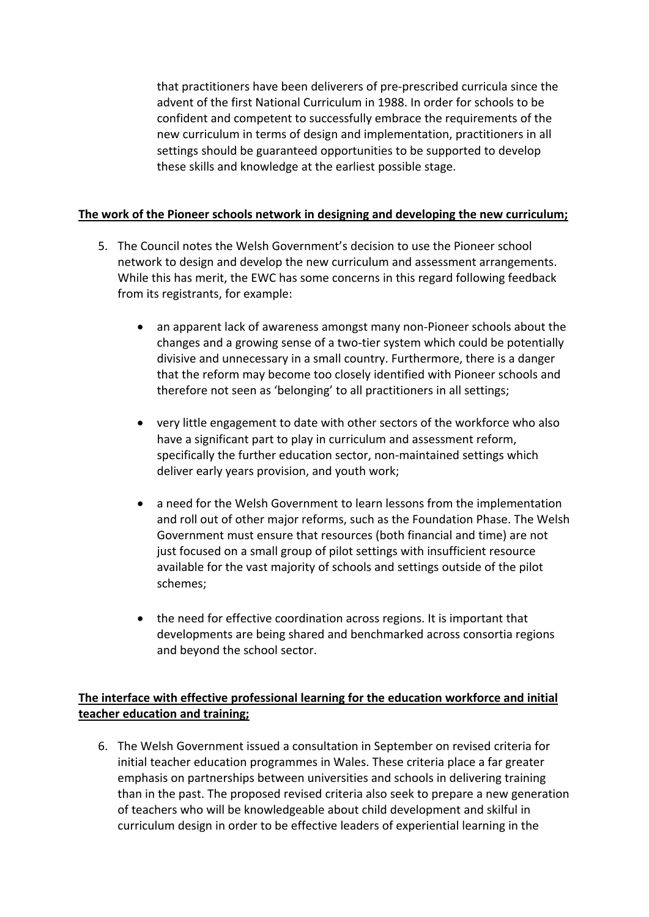that practitioners have been deliverers of pre-prescribed curricula since the advent of the first National Curriculum in 1988. In order for schools to be confident and competent to successfully embrace the requirements of the new curriculum in terms of design and implementation, practitioners in all settings should be guaranteed opportunities to be supported to develop these skills and knowledge at the earliest possible stage.

**The work of the Pioneer schools network in designing and developing the new curriculum;**

5. The Council notes the Welsh Government's decision to use the Pioneer school network to design and develop the new curriculum and assessment arrangements. While this has merit, the EWC has some concerns in this regard following feedback from its registrants, for example:

   - an apparent lack of awareness amongst many non-Pioneer schools about the changes and a growing sense of a two-tier system which could be potentially divisive and unnecessary in a small country. Furthermore, there is a danger that the reform may become too closely identified with Pioneer schools and therefore not seen as 'belonging' to all practitioners in all settings;

   - very little engagement to date with other sectors of the workforce who also have a significant part to play in curriculum and assessment reform, specifically the further education sector, non-maintained settings which deliver early years provision, and youth work;

   - a need for the Welsh Government to learn lessons from the implementation and roll out of other major reforms, such as the Foundation Phase. The Welsh Government must ensure that resources (both financial and time) are not just focused on a small group of pilot settings with insufficient resource available for the vast majority of schools and settings outside of the pilot schemes;

   - the need for effective coordination across regions. It is important that developments are being shared and benchmarked across consortia regions and beyond the school sector.

**The interface with effective professional learning for the education workforce and initial teacher education and training;**

6. The Welsh Government issued a consultation in September on revised criteria for initial teacher education programmes in Wales. These criteria place a far greater emphasis on partnerships between universities and schools in delivering training than in the past. The proposed revised criteria also seek to prepare a new generation of teachers who will be knowledgeable about child development and skilful in curriculum design in order to be effective leaders of experiential learning in the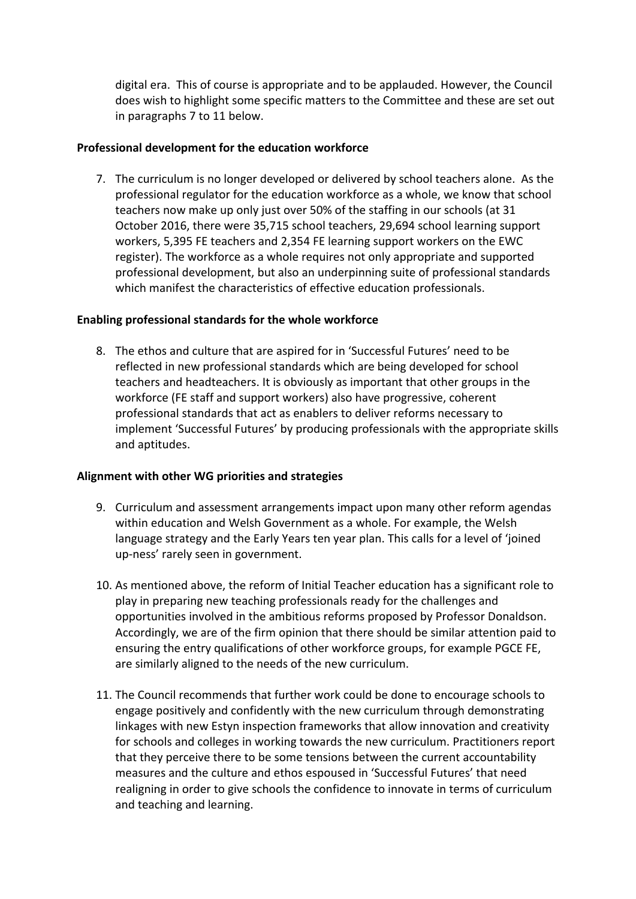digital era. This of course is appropriate and to be applauded. However, the Council does wish to highlight some specific matters to the Committee and these are set out in paragraphs 7 to 11 below.

**Professional development for the education workforce**

7. The curriculum is no longer developed or delivered by school teachers alone. As the professional regulator for the education workforce as a whole, we know that school teachers now make up only just over 50% of the staffing in our schools (at 31 October 2016, there were 35,715 school teachers, 29,694 school learning support workers, 5,395 FE teachers and 2,354 FE learning support workers on the EWC register). The workforce as a whole requires not only appropriate and supported professional development, but also an underpinning suite of professional standards which manifest the characteristics of effective education professionals.

**Enabling professional standards for the whole workforce**

8. The ethos and culture that are aspired for in 'Successful Futures' need to be reflected in new professional standards which are being developed for school teachers and headteachers. It is obviously as important that other groups in the workforce (FE staff and support workers) also have progressive, coherent professional standards that act as enablers to deliver reforms necessary to implement 'Successful Futures' by producing professionals with the appropriate skills and aptitudes.

**Alignment with other WG priorities and strategies**

9. Curriculum and assessment arrangements impact upon many other reform agendas within education and Welsh Government as a whole. For example, the Welsh language strategy and the Early Years ten year plan. This calls for a level of 'joined up-ness' rarely seen in government.

10. As mentioned above, the reform of Initial Teacher education has a significant role to play in preparing new teaching professionals ready for the challenges and opportunities involved in the ambitious reforms proposed by Professor Donaldson. Accordingly, we are of the firm opinion that there should be similar attention paid to ensuring the entry qualifications of other workforce groups, for example PGCE FE, are similarly aligned to the needs of the new curriculum.

11. The Council recommends that further work could be done to encourage schools to engage positively and confidently with the new curriculum through demonstrating linkages with new Estyn inspection frameworks that allow innovation and creativity for schools and colleges in working towards the new curriculum. Practitioners report that they perceive there to be some tensions between the current accountability measures and the culture and ethos espoused in 'Successful Futures' that need realigning in order to give schools the confidence to innovate in terms of curriculum and teaching and learning.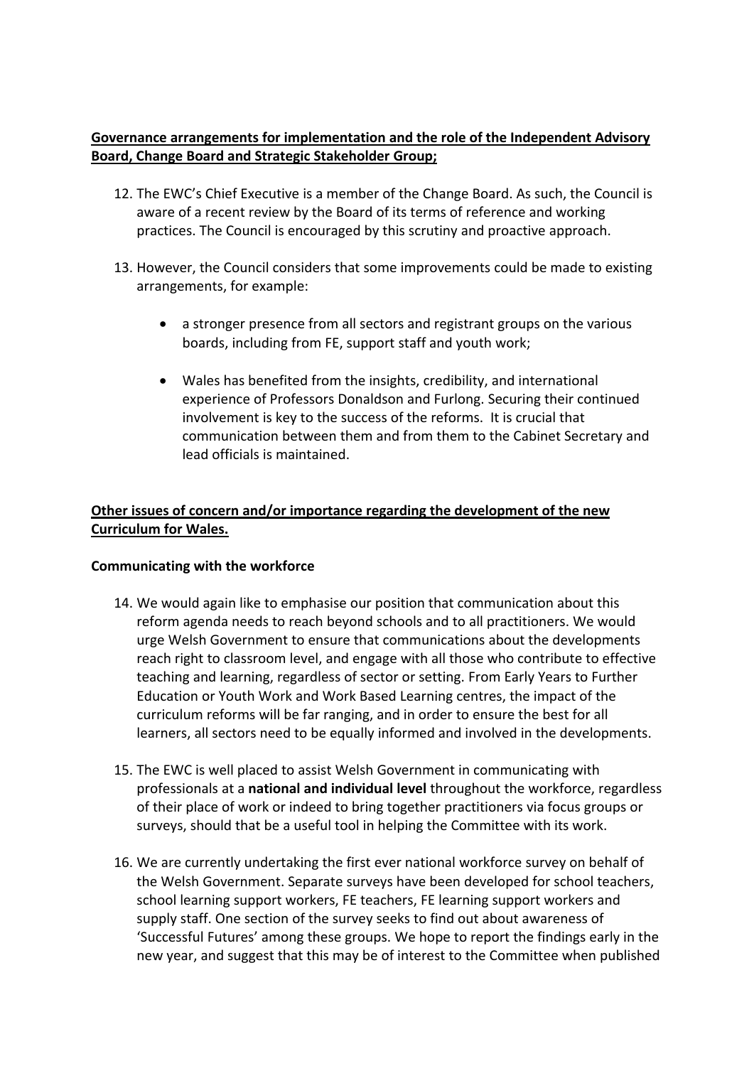**Governance arrangements for implementation and the role of the Independent Advisory Board, Change Board and Strategic Stakeholder Group;**

12. The EWC's Chief Executive is a member of the Change Board. As such, the Council is aware of a recent review by the Board of its terms of reference and working practices. The Council is encouraged by this scrutiny and proactive approach.

13. However, the Council considers that some improvements could be made to existing arrangements, for example:

    - a stronger presence from all sectors and registrant groups on the various boards, including from FE, support staff and youth work;

    - Wales has benefited from the insights, credibility, and international experience of Professors Donaldson and Furlong. Securing their continued involvement is key to the success of the reforms. It is crucial that communication between them and from them to the Cabinet Secretary and lead officials is maintained.

**Other issues of concern and/or importance regarding the development of the new Curriculum for Wales.**

**Communicating with the workforce**

14. We would again like to emphasise our position that communication about this reform agenda needs to reach beyond schools and to all practitioners. We would urge Welsh Government to ensure that communications about the developments reach right to classroom level, and engage with all those who contribute to effective teaching and learning, regardless of sector or setting. From Early Years to Further Education or Youth Work and Work Based Learning centres, the impact of the curriculum reforms will be far ranging, and in order to ensure the best for all learners, all sectors need to be equally informed and involved in the developments.

15. The EWC is well placed to assist Welsh Government in communicating with professionals at a **national and individual level** throughout the workforce, regardless of their place of work or indeed to bring together practitioners via focus groups or surveys, should that be a useful tool in helping the Committee with its work.

16. We are currently undertaking the first ever national workforce survey on behalf of the Welsh Government. Separate surveys have been developed for school teachers, school learning support workers, FE teachers, FE learning support workers and supply staff. One section of the survey seeks to find out about awareness of 'Successful Futures' among these groups. We hope to report the findings early in the new year, and suggest that this may be of interest to the Committee when published